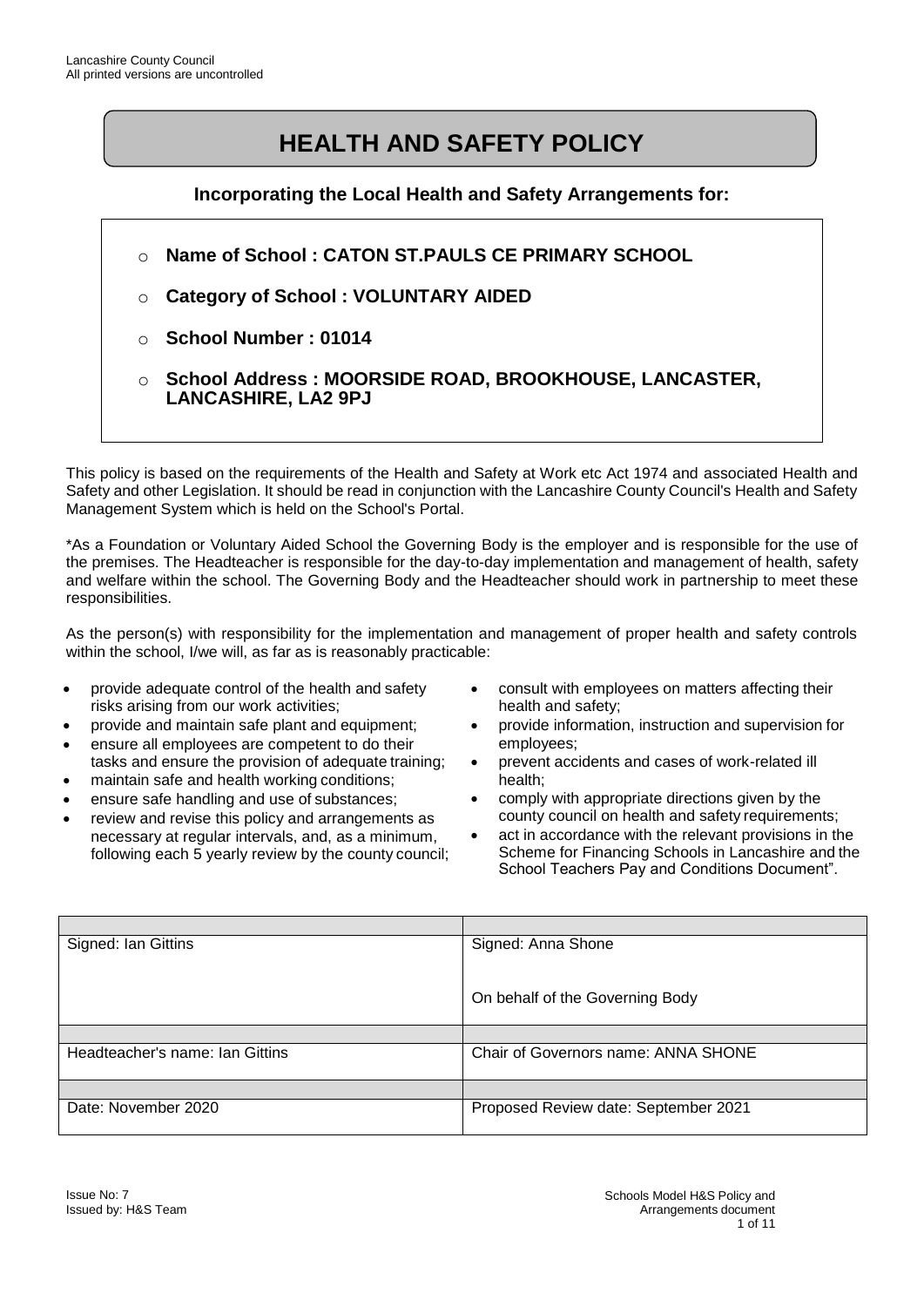# HEALTH AND SAFETY POLICY

## Incorporating the Local Health and Safety Arrangements for:

- **Name of School : CATON ST.PAULS CE PRIMARY SCHOOL**
- **Category of School : VOLUNTARY AIDED**
- **School Number : 01014**
- **School Address : MOORSIDE ROAD, BROOKHOUSE, LANCASTER, LANCASHIRE, LA2 9PJ**

This policy is based on the requirements of the Health and Safety at Work etc Act 1974 and associated Health and Safety and other Legislation. It should be read in conjunction with the Lancashire County Council's Health and Safety Management System which is held on the School's Portal.

*As a Foundation or Voluntary Aided School the Governing Body is the employer and is responsible for the use of the premises. The Headteacher is responsible for the day-to-day implementation and management of health, safety and welfare within the school. The Governing Body and the Headteacher should work in partnership to meet these responsibilities.

As the person(s) with responsibility for the implementation and management of proper health and safety controls within the school, I/we will, as far as is reasonably practicable:

- provide adequate control of the health and safety risks arising from our work activities;
- provide and maintain safe plant and equipment;
- ensure all employees are competent to do their tasks and ensure the provision of adequate training;
- maintain safe and health working conditions;
- ensure safe handling and use of substances;
- review and revise this policy and arrangements as necessary at regular intervals, and, as a minimum, following each 5 yearly review by the county council;
- consult with employees on matters affecting their health and safety;
- provide information, instruction and supervision for employees;
- prevent accidents and cases of work-related ill health;
- comply with appropriate directions given by the county council on health and safety requirements;
- act in accordance with the relevant provisions in the Scheme for Financing Schools in Lancashire and the School Teachers Pay and Conditions Document".

| | |
|---|---|
| Signed: Ian Gittins | Signed: Anna Shone<br><br>On behalf of the Governing Body |
| | |
| Headteacher's name: Ian Gittins | Chair of Governors name: ANNA SHONE |
| | |
| Date: November 2020 | Proposed Review date: September 2021 |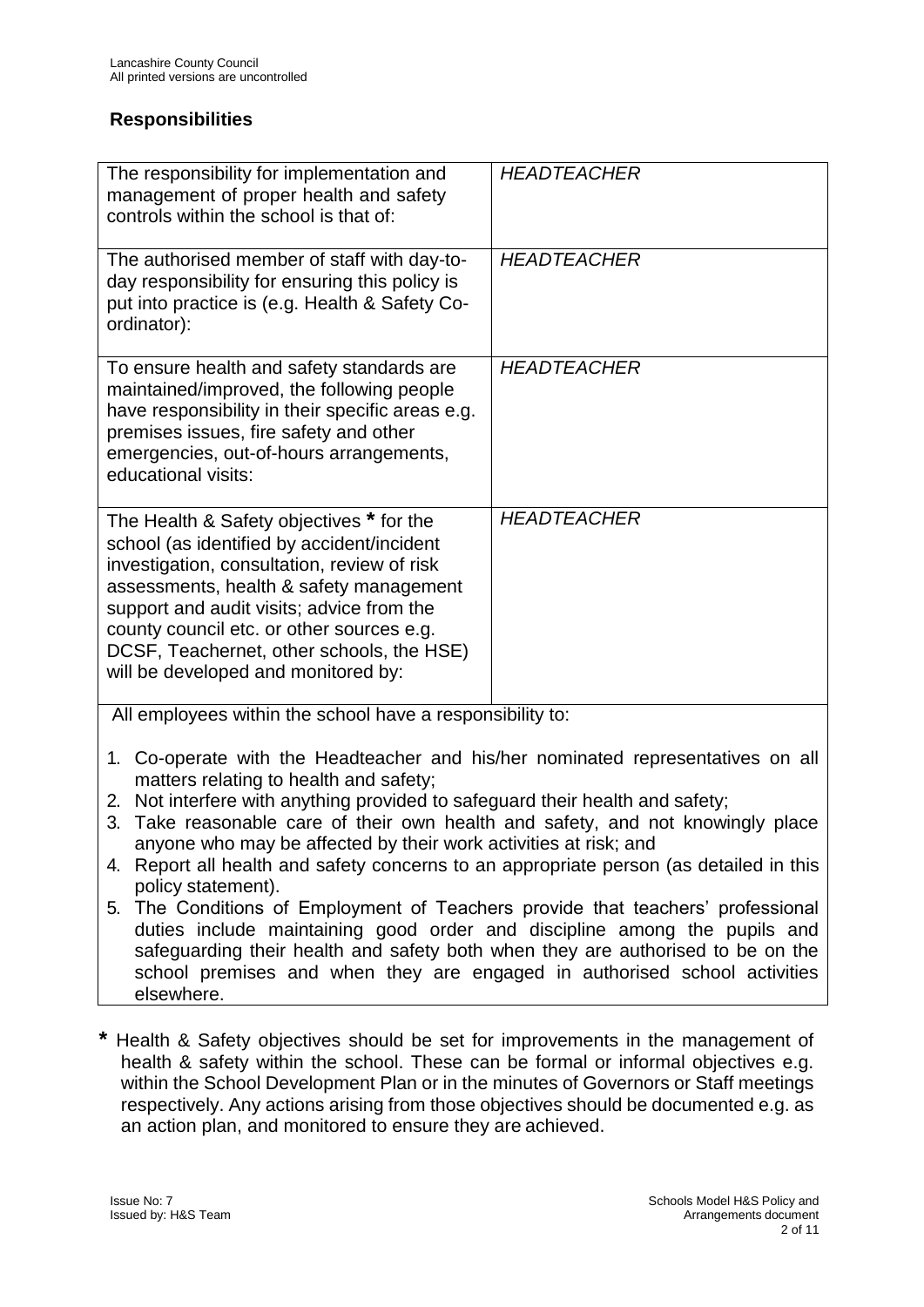## Responsibilities

| The responsibility for implementation and management of proper health and safety controls within the school is that of: | *HEADTEACHER* |
|---|---|
| The authorised member of staff with day-to-day responsibility for ensuring this policy is put into practice is (e.g. Health & Safety Co-ordinator): | *HEADTEACHER* |
| To ensure health and safety standards are maintained/improved, the following people have responsibility in their specific areas e.g. premises issues, fire safety and other emergencies, out-of-hours arrangements, educational visits: | *HEADTEACHER* |
| The Health & Safety objectives **\*** for the school (as identified by accident/incident investigation, consultation, review of risk assessments, health & safety management support and audit visits; advice from the county council etc. or other sources e.g. DCSF, Teachernet, other schools, the HSE) will be developed and monitored by: | *HEADTEACHER* |

All employees within the school have a responsibility to:

1. Co-operate with the Headteacher and his/her nominated representatives on all matters relating to health and safety;
2. Not interfere with anything provided to safeguard their health and safety;
3. Take reasonable care of their own health and safety, and not knowingly place anyone who may be affected by their work activities at risk; and
4. Report all health and safety concerns to an appropriate person (as detailed in this policy statement).
5. The Conditions of Employment of Teachers provide that teachers' professional duties include maintaining good order and discipline among the pupils and safeguarding their health and safety both when they are authorised to be on the school premises and when they are engaged in authorised school activities elsewhere.

**\*** Health & Safety objectives should be set for improvements in the management of health & safety within the school. These can be formal or informal objectives e.g. within the School Development Plan or in the minutes of Governors or Staff meetings respectively. Any actions arising from those objectives should be documented e.g. as an action plan, and monitored to ensure they are achieved.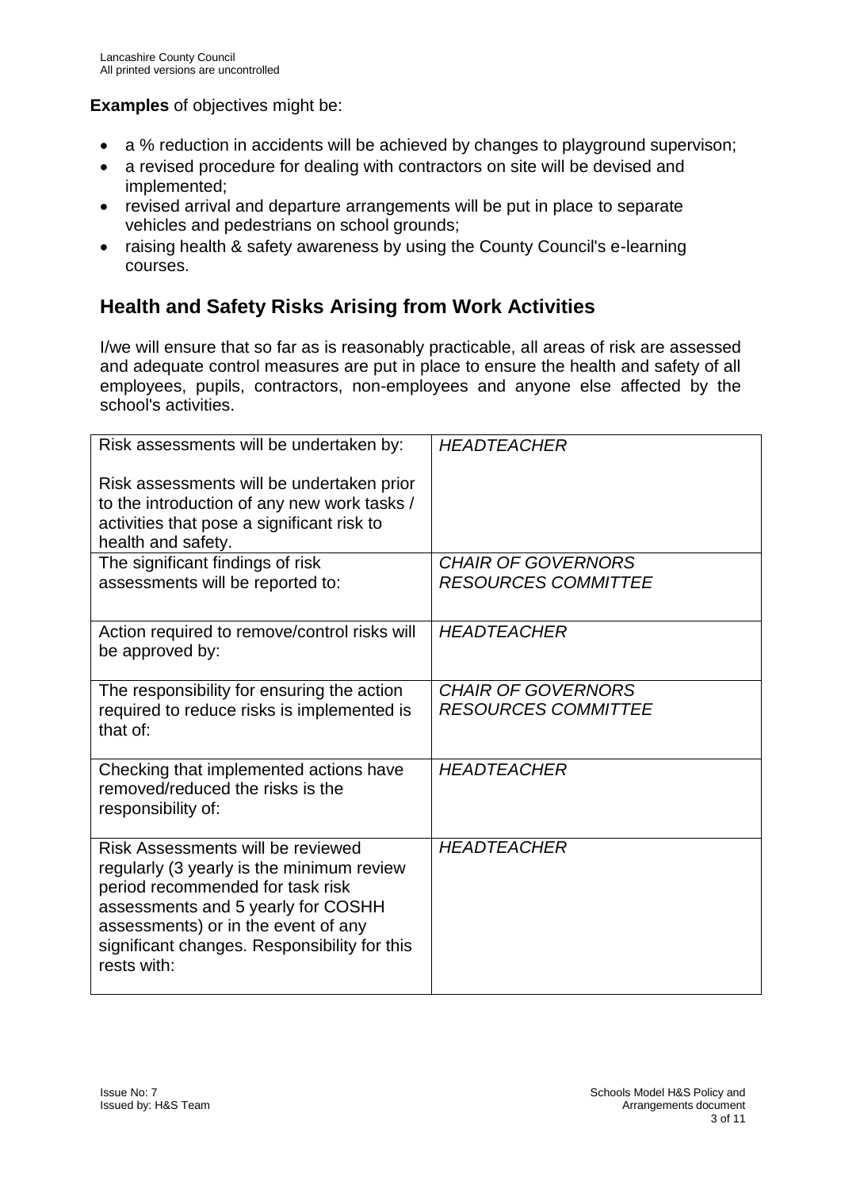**Examples** of objectives might be:

- a % reduction in accidents will be achieved by changes to playground supervison;
- a revised procedure for dealing with contractors on site will be devised and implemented;
- revised arrival and departure arrangements will be put in place to separate vehicles and pedestrians on school grounds;
- raising health & safety awareness by using the County Council's e-learning courses.

## Health and Safety Risks Arising from Work Activities

I/we will ensure that so far as is reasonably practicable, all areas of risk are assessed and adequate control measures are put in place to ensure the health and safety of all employees, pupils, contractors, non-employees and anyone else affected by the school's activities.

| | |
|---|---|
| Risk assessments will be undertaken by:<br><br>Risk assessments will be undertaken prior to the introduction of any new work tasks / activities that pose a significant risk to health and safety. | *HEADTEACHER* |
| The significant findings of risk assessments will be reported to: | *CHAIR OF GOVERNORS RESOURCES COMMITTEE* |
| Action required to remove/control risks will be approved by: | *HEADTEACHER* |
| The responsibility for ensuring the action required to reduce risks is implemented is that of: | *CHAIR OF GOVERNORS RESOURCES COMMITTEE* |
| Checking that implemented actions have removed/reduced the risks is the responsibility of: | *HEADTEACHER* |
| Risk Assessments will be reviewed regularly (3 yearly is the minimum review period recommended for task risk assessments and 5 yearly for COSHH assessments) or in the event of any significant changes. Responsibility for this rests with: | *HEADTEACHER* |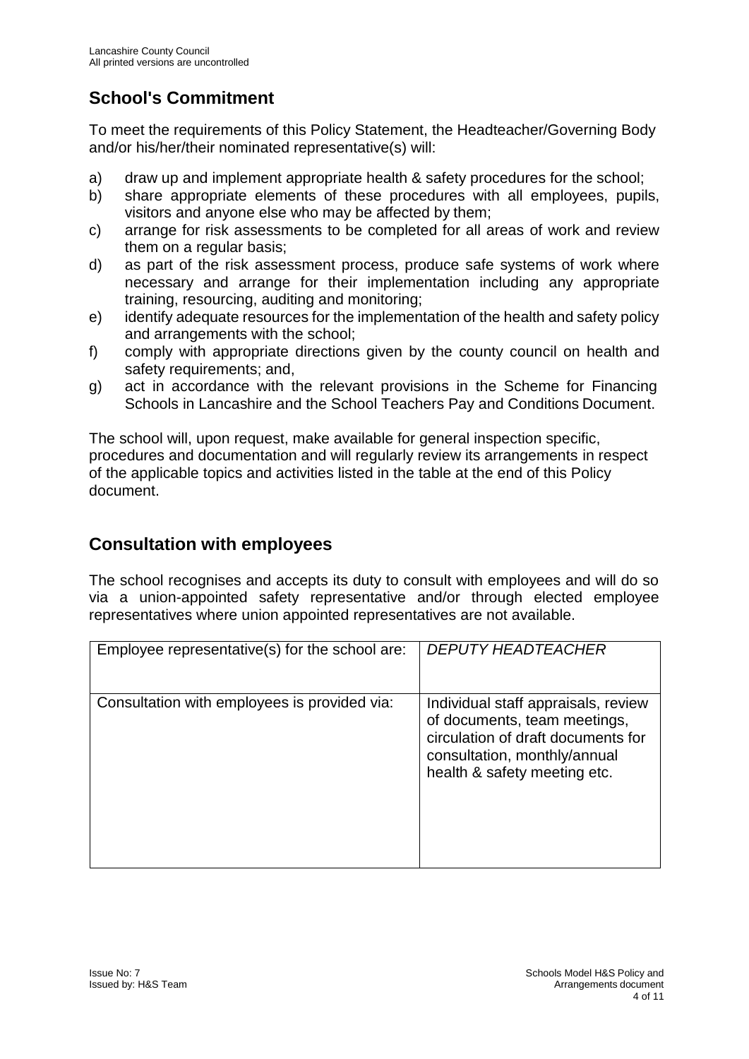## School's Commitment

To meet the requirements of this Policy Statement, the Headteacher/Governing Body and/or his/her/their nominated representative(s) will:

a) draw up and implement appropriate health & safety procedures for the school;
b) share appropriate elements of these procedures with all employees, pupils, visitors and anyone else who may be affected by them;
c) arrange for risk assessments to be completed for all areas of work and review them on a regular basis;
d) as part of the risk assessment process, produce safe systems of work where necessary and arrange for their implementation including any appropriate training, resourcing, auditing and monitoring;
e) identify adequate resources for the implementation of the health and safety policy and arrangements with the school;
f) comply with appropriate directions given by the county council on health and safety requirements; and,
g) act in accordance with the relevant provisions in the Scheme for Financing Schools in Lancashire and the School Teachers Pay and Conditions Document.

The school will, upon request, make available for general inspection specific, procedures and documentation and will regularly review its arrangements in respect of the applicable topics and activities listed in the table at the end of this Policy document.

## Consultation with employees

The school recognises and accepts its duty to consult with employees and will do so via a union-appointed safety representative and/or through elected employee representatives where union appointed representatives are not available.

| | |
|---|---|
| Employee representative(s) for the school are: | *DEPUTY HEADTEACHER* |
| Consultation with employees is provided via: | Individual staff appraisals, review of documents, team meetings, circulation of draft documents for consultation, monthly/annual health & safety meeting etc. |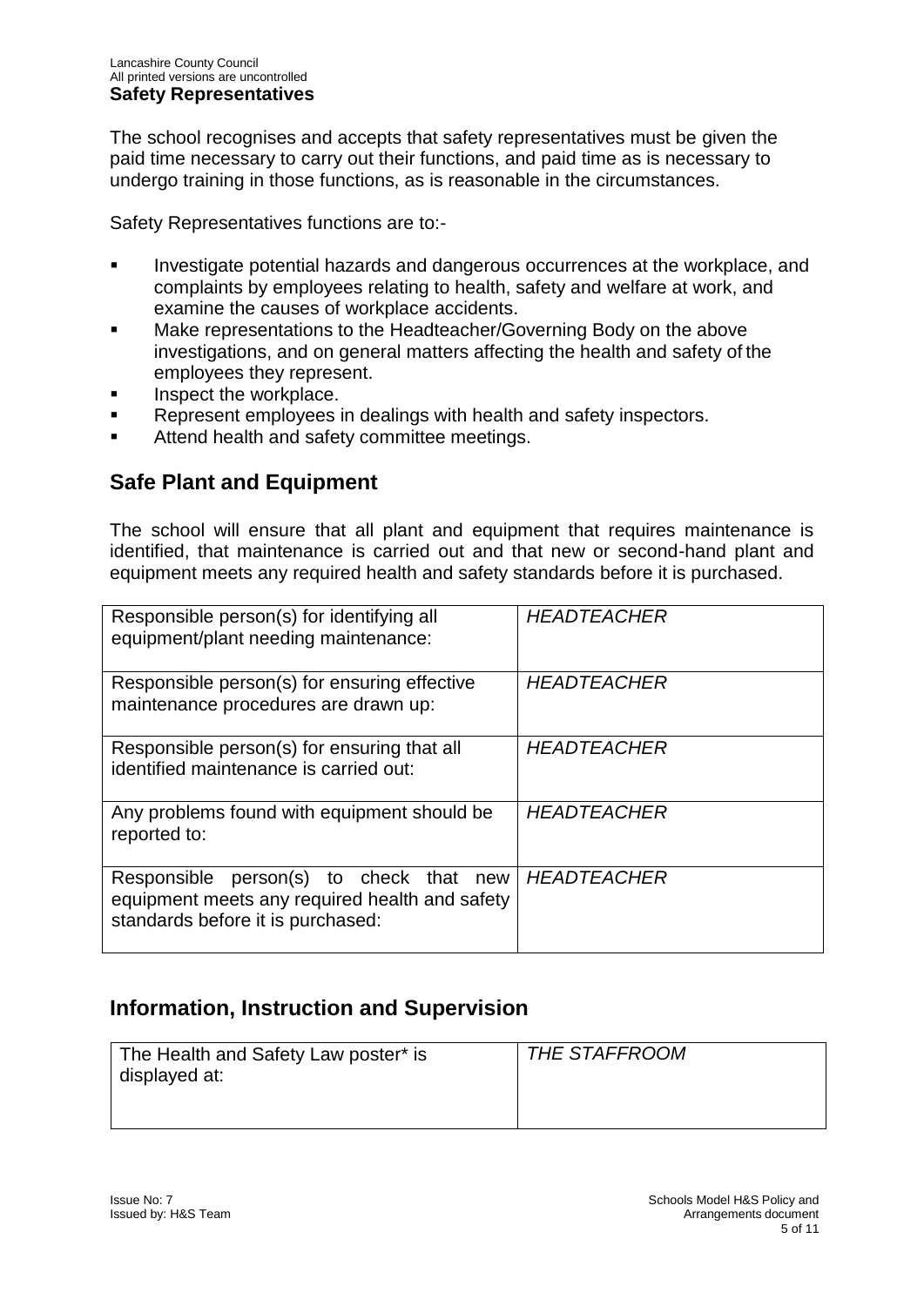**Safety Representatives**

The school recognises and accepts that safety representatives must be given the paid time necessary to carry out their functions, and paid time as is necessary to undergo training in those functions, as is reasonable in the circumstances.

Safety Representatives functions are to:-

- Investigate potential hazards and dangerous occurrences at the workplace, and complaints by employees relating to health, safety and welfare at work, and examine the causes of workplace accidents.
- Make representations to the Headteacher/Governing Body on the above investigations, and on general matters affecting the health and safety of the employees they represent.
- Inspect the workplace.
- Represent employees in dealings with health and safety inspectors.
- Attend health and safety committee meetings.

## Safe Plant and Equipment

The school will ensure that all plant and equipment that requires maintenance is identified, that maintenance is carried out and that new or second-hand plant and equipment meets any required health and safety standards before it is purchased.

| | |
|---|---|
| Responsible person(s) for identifying all equipment/plant needing maintenance: | *HEADTEACHER* |
| Responsible person(s) for ensuring effective maintenance procedures are drawn up: | *HEADTEACHER* |
| Responsible person(s) for ensuring that all identified maintenance is carried out: | *HEADTEACHER* |
| Any problems found with equipment should be reported to: | *HEADTEACHER* |
| Responsible person(s) to check that new equipment meets any required health and safety standards before it is purchased: | *HEADTEACHER* |

## Information, Instruction and Supervision

| | |
|---|---|
| The Health and Safety Law poster* is displayed at: | *THE STAFFROOM* |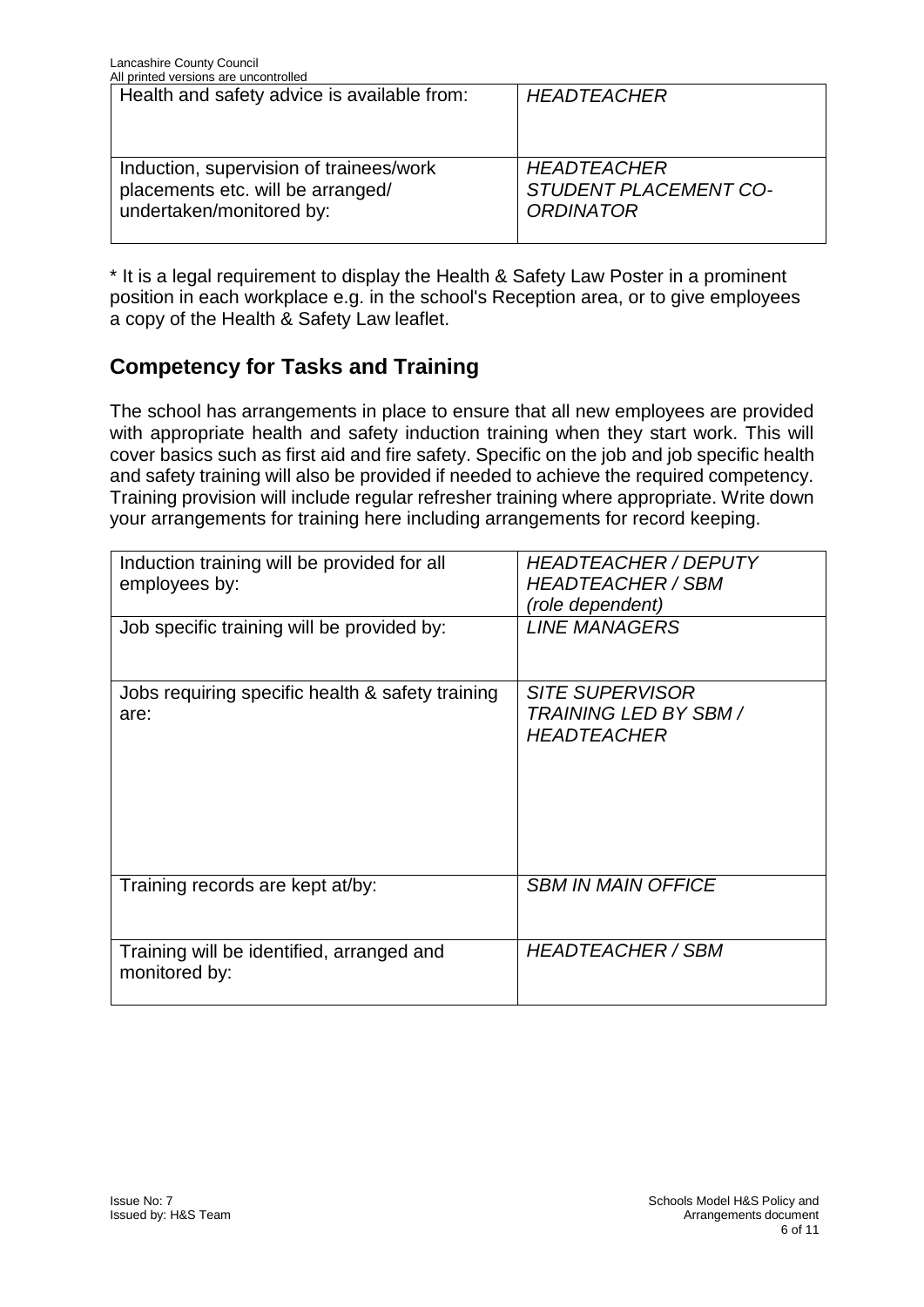| Health and safety advice is available from: | *HEADTEACHER* |
|---|---|
| Induction, supervision of trainees/work placements etc. will be arranged/ undertaken/monitored by: | *HEADTEACHER STUDENT PLACEMENT CO-ORDINATOR* |

* It is a legal requirement to display the Health & Safety Law Poster in a prominent position in each workplace e.g. in the school's Reception area, or to give employees a copy of the Health & Safety Law leaflet.

## Competency for Tasks and Training

The school has arrangements in place to ensure that all new employees are provided with appropriate health and safety induction training when they start work. This will cover basics such as first aid and fire safety. Specific on the job and job specific health and safety training will also be provided if needed to achieve the required competency. Training provision will include regular refresher training where appropriate. Write down your arrangements for training here including arrangements for record keeping.

| Induction training will be provided for all employees by: | *HEADTEACHER / DEPUTY HEADTEACHER / SBM (role dependent)* |
|---|---|
| Job specific training will be provided by: | *LINE MANAGERS* |
| Jobs requiring specific health & safety training are: | *SITE SUPERVISOR TRAINING LED BY SBM / HEADTEACHER* |
| Training records are kept at/by: | *SBM IN MAIN OFFICE* |
| Training will be identified, arranged and monitored by: | *HEADTEACHER / SBM* |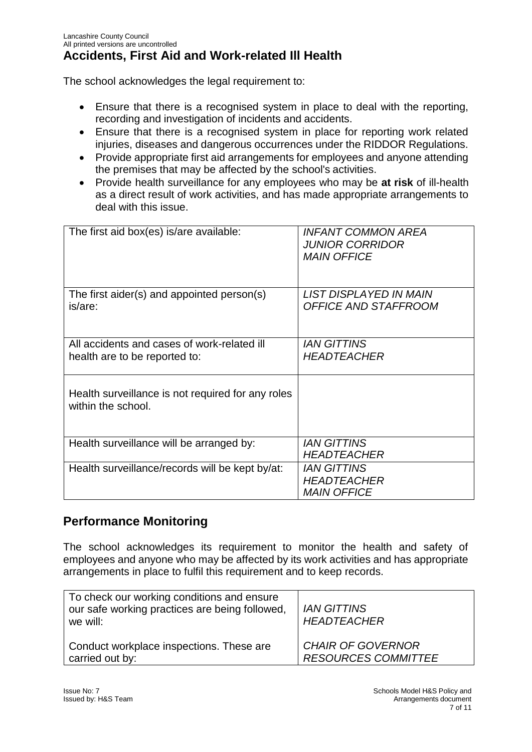## Accidents, First Aid and Work-related Ill Health

The school acknowledges the legal requirement to:

- Ensure that there is a recognised system in place to deal with the reporting, recording and investigation of incidents and accidents.
- Ensure that there is a recognised system in place for reporting work related injuries, diseases and dangerous occurrences under the RIDDOR Regulations.
- Provide appropriate first aid arrangements for employees and anyone attending the premises that may be affected by the school's activities.
- Provide health surveillance for any employees who may be **at risk** of ill-health as a direct result of work activities, and has made appropriate arrangements to deal with this issue.

| | |
|---|---|
| The first aid box(es) is/are available: | *INFANT COMMON AREA*<br>*JUNIOR CORRIDOR*<br>*MAIN OFFICE* |
| The first aider(s) and appointed person(s) is/are: | *LIST DISPLAYED IN MAIN OFFICE AND STAFFROOM* |
| All accidents and cases of work-related ill health are to be reported to: | *IAN GITTINS*<br>*HEADTEACHER* |
| Health surveillance is not required for any roles within the school. | |
| Health surveillance will be arranged by: | *IAN GITTINS*<br>*HEADTEACHER* |
| Health surveillance/records will be kept by/at: | *IAN GITTINS*<br>*HEADTEACHER*<br>*MAIN OFFICE* |

## Performance Monitoring

The school acknowledges its requirement to monitor the health and safety of employees and anyone who may be affected by its work activities and has appropriate arrangements in place to fulfil this requirement and to keep records.

| | |
|---|---|
| To check our working conditions and ensure our safe working practices are being followed, we will:<br><br>Conduct workplace inspections. These are carried out by: | *IAN GITTINS*<br>*HEADTEACHER*<br><br>*CHAIR OF GOVERNOR*<br>*RESOURCES COMMITTEE* |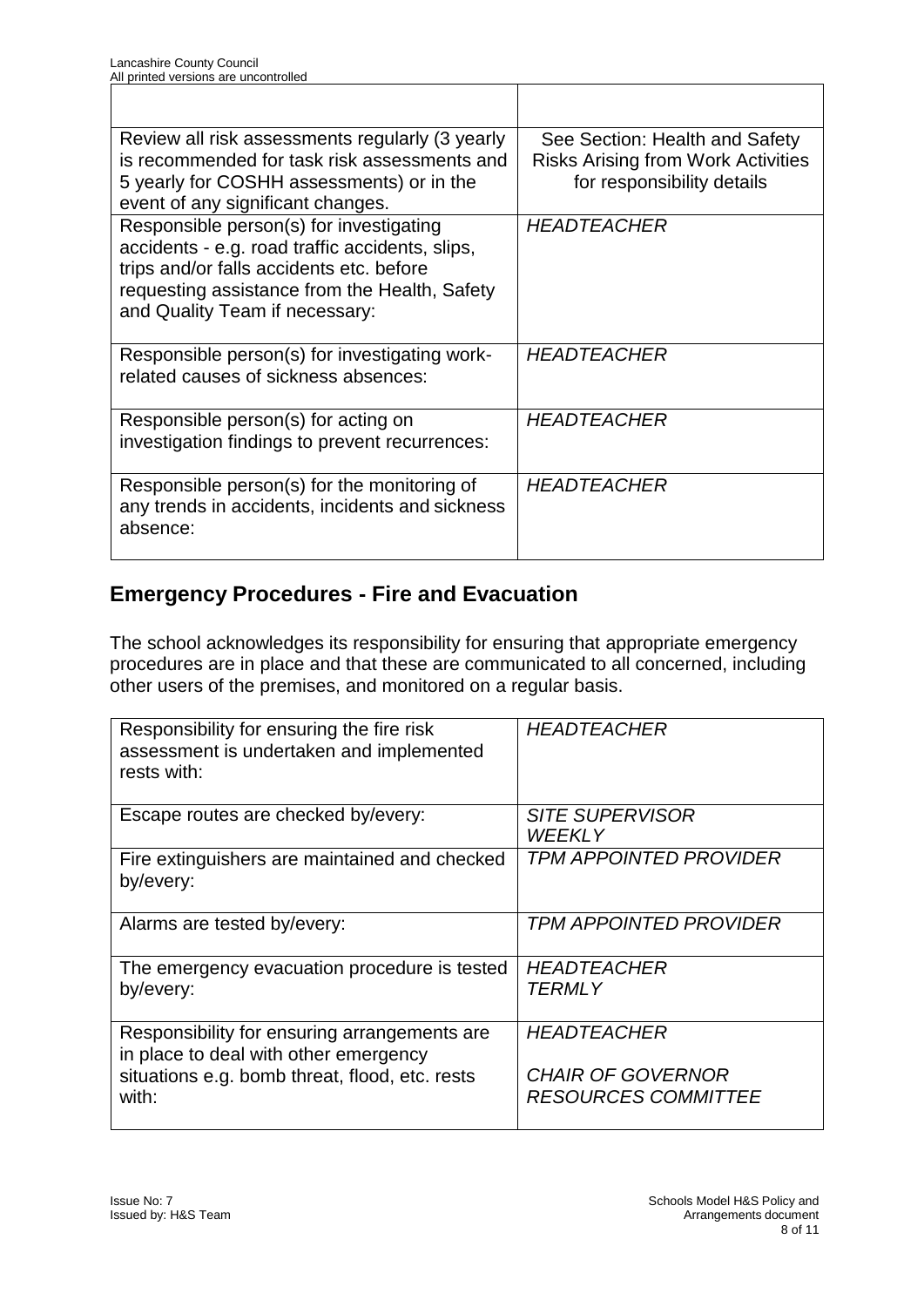| | |
|---|---|
| Review all risk assessments regularly (3 yearly is recommended for task risk assessments and 5 yearly for COSHH assessments) or in the event of any significant changes. | See Section: Health and Safety Risks Arising from Work Activities for responsibility details |
| Responsible person(s) for investigating accidents - e.g. road traffic accidents, slips, trips and/or falls accidents etc. before requesting assistance from the Health, Safety and Quality Team if necessary: | *HEADTEACHER* |
| Responsible person(s) for investigating work-related causes of sickness absences: | *HEADTEACHER* |
| Responsible person(s) for acting on investigation findings to prevent recurrences: | *HEADTEACHER* |
| Responsible person(s) for the monitoring of any trends in accidents, incidents and sickness absence: | *HEADTEACHER* |

## Emergency Procedures - Fire and Evacuation

The school acknowledges its responsibility for ensuring that appropriate emergency procedures are in place and that these are communicated to all concerned, including other users of the premises, and monitored on a regular basis.

| | |
|---|---|
| Responsibility for ensuring the fire risk assessment is undertaken and implemented rests with: | *HEADTEACHER* |
| Escape routes are checked by/every: | *SITE SUPERVISOR WEEKLY* |
| Fire extinguishers are maintained and checked by/every: | *TPM APPOINTED PROVIDER* |
| Alarms are tested by/every: | *TPM APPOINTED PROVIDER* |
| The emergency evacuation procedure is tested by/every: | *HEADTEACHER TERMLY* |
| Responsibility for ensuring arrangements are in place to deal with other emergency situations e.g. bomb threat, flood, etc. rests with: | *HEADTEACHER* <br> *CHAIR OF GOVERNOR RESOURCES COMMITTEE* |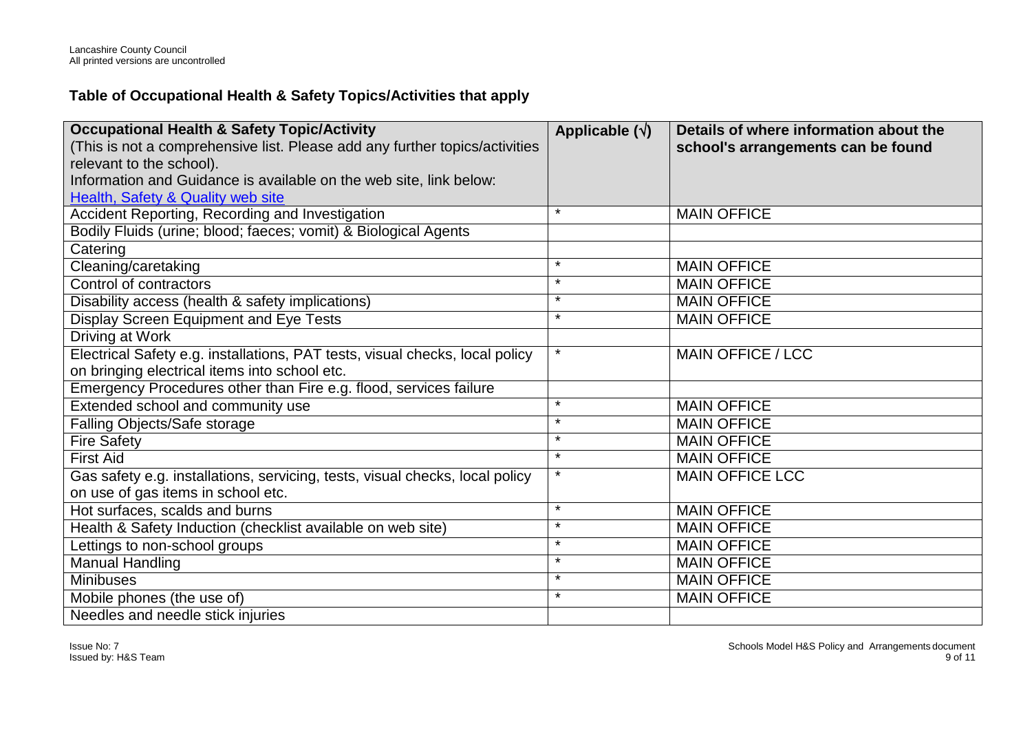## Table of Occupational Health & Safety Topics/Activities that apply

| Occupational Health & Safety Topic/Activity (This is not a comprehensive list. Please add any further topics/activities relevant to the school). Information and Guidance is available on the web site, link below: [Health, Safety & Quality web site]() | Applicable (√) | Details of where information about the school's arrangements can be found |
|---|---|---|
| Accident Reporting, Recording and Investigation | * | MAIN OFFICE |
| Bodily Fluids (urine; blood; faeces; vomit) & Biological Agents | | |
| Catering | | |
| Cleaning/caretaking | * | MAIN OFFICE |
| Control of contractors | * | MAIN OFFICE |
| Disability access (health & safety implications) | * | MAIN OFFICE |
| Display Screen Equipment and Eye Tests | * | MAIN OFFICE |
| Driving at Work | | |
| Electrical Safety e.g. installations, PAT tests, visual checks, local policy on bringing electrical items into school etc. | * | MAIN OFFICE / LCC |
| Emergency Procedures other than Fire e.g. flood, services failure | | |
| Extended school and community use | * | MAIN OFFICE |
| Falling Objects/Safe storage | * | MAIN OFFICE |
| Fire Safety | * | MAIN OFFICE |
| First Aid | * | MAIN OFFICE |
| Gas safety e.g. installations, servicing, tests, visual checks, local policy on use of gas items in school etc. | * | MAIN OFFICE LCC |
| Hot surfaces, scalds and burns | * | MAIN OFFICE |
| Health & Safety Induction (checklist available on web site) | * | MAIN OFFICE |
| Lettings to non-school groups | * | MAIN OFFICE |
| Manual Handling | * | MAIN OFFICE |
| Minibuses | * | MAIN OFFICE |
| Mobile phones (the use of) | * | MAIN OFFICE |
| Needles and needle stick injuries | | |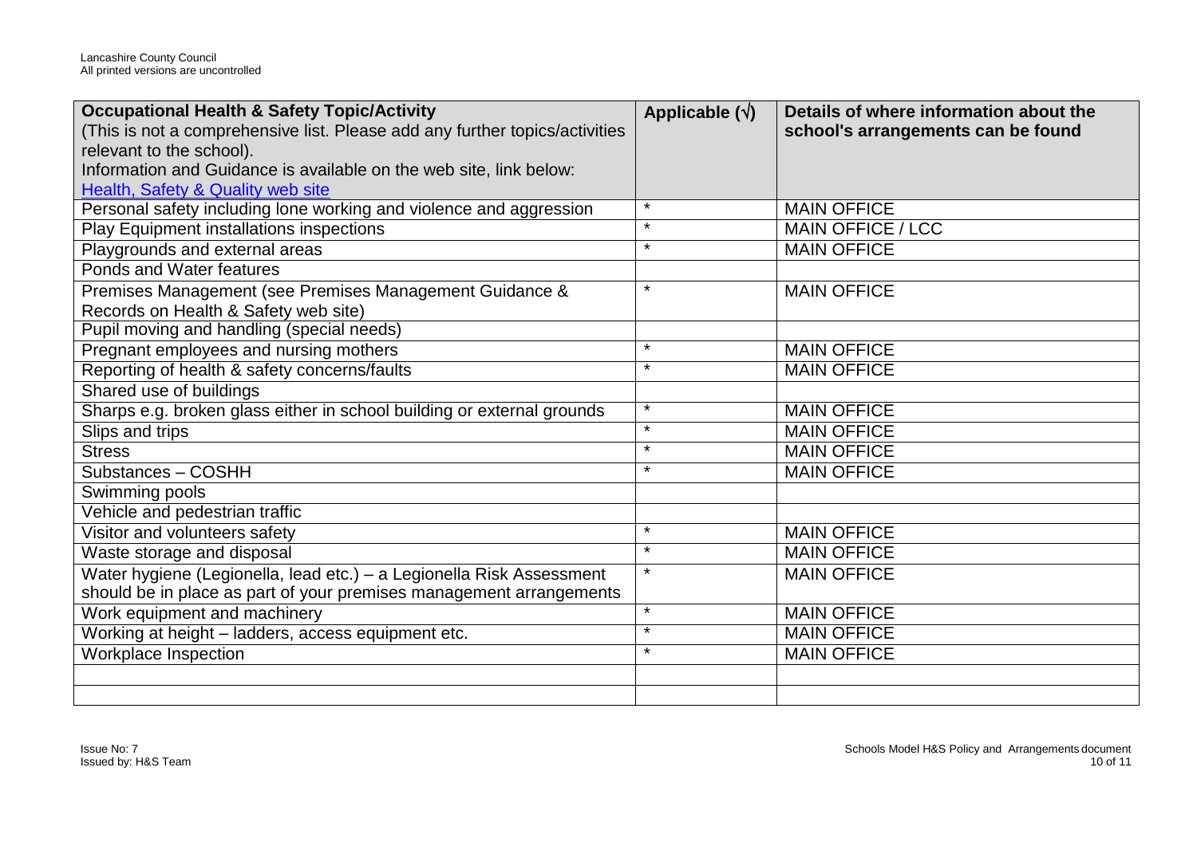| **Occupational Health & Safety Topic/Activity** (This is not a comprehensive list. Please add any further topics/activities relevant to the school). Information and Guidance is available on the web site, link below: [Health, Safety & Quality web site]() | **Applicable (√)** | **Details of where information about the school's arrangements can be found** |
|---|---|---|
| Personal safety including lone working and violence and aggression | * | MAIN OFFICE |
| Play Equipment installations inspections | * | MAIN OFFICE / LCC |
| Playgrounds and external areas | * | MAIN OFFICE |
| Ponds and Water features | | |
| Premises Management (see Premises Management Guidance & Records on Health & Safety web site) | * | MAIN OFFICE |
| Pupil moving and handling (special needs) | | |
| Pregnant employees and nursing mothers | * | MAIN OFFICE |
| Reporting of health & safety concerns/faults | * | MAIN OFFICE |
| Shared use of buildings | | |
| Sharps e.g. broken glass either in school building or external grounds | * | MAIN OFFICE |
| Slips and trips | * | MAIN OFFICE |
| Stress | * | MAIN OFFICE |
| Substances – COSHH | * | MAIN OFFICE |
| Swimming pools | | |
| Vehicle and pedestrian traffic | | |
| Visitor and volunteers safety | * | MAIN OFFICE |
| Waste storage and disposal | * | MAIN OFFICE |
| Water hygiene (Legionella, lead etc.) – a Legionella Risk Assessment should be in place as part of your premises management arrangements | * | MAIN OFFICE |
| Work equipment and machinery | * | MAIN OFFICE |
| Working at height – ladders, access equipment etc. | * | MAIN OFFICE |
| Workplace Inspection | * | MAIN OFFICE |
| | | |
| | | |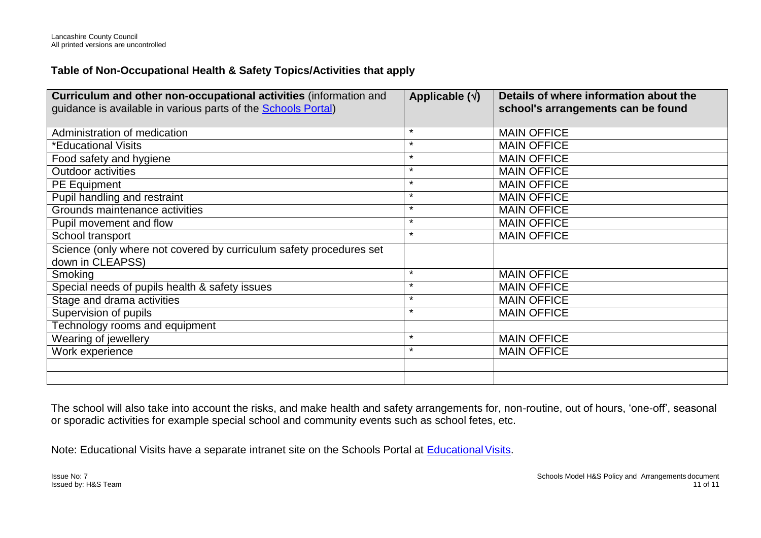## Table of Non-Occupational Health & Safety Topics/Activities that apply

| **Curriculum and other non-occupational activities** (information and guidance is available in various parts of the Schools Portal) | **Applicable (√)** | **Details of where information about the school's arrangements can be found** |
|---|---|---|
| Administration of medication | * | MAIN OFFICE |
| *Educational Visits | * | MAIN OFFICE |
| Food safety and hygiene | * | MAIN OFFICE |
| Outdoor activities | * | MAIN OFFICE |
| PE Equipment | * | MAIN OFFICE |
| Pupil handling and restraint | * | MAIN OFFICE |
| Grounds maintenance activities | * | MAIN OFFICE |
| Pupil movement and flow | * | MAIN OFFICE |
| School transport | * | MAIN OFFICE |
| Science (only where not covered by curriculum safety procedures set down in CLEAPSS) | | |
| Smoking | * | MAIN OFFICE |
| Special needs of pupils health & safety issues | * | MAIN OFFICE |
| Stage and drama activities | * | MAIN OFFICE |
| Supervision of pupils | * | MAIN OFFICE |
| Technology rooms and equipment | | |
| Wearing of jewellery | * | MAIN OFFICE |
| Work experience | * | MAIN OFFICE |
| | | |
| | | |

The school will also take into account the risks, and make health and safety arrangements for, non-routine, out of hours, 'one-off', seasonal or sporadic activities for example special school and community events such as school fetes, etc.

Note: Educational Visits have a separate intranet site on the Schools Portal at Educational Visits.